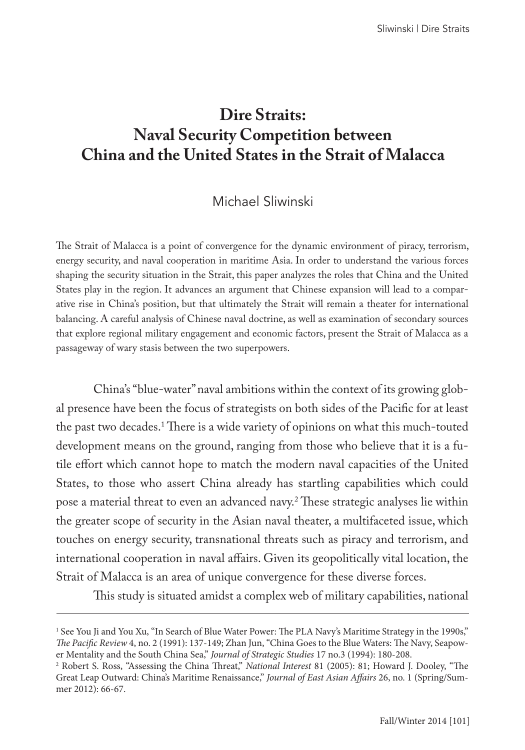# Dire Straits: Naval Security Competition between China and the United States in the Strait of Malacca

Michael Sliwinski

The Strait of Malacca is a point of convergence for the dynamic environment of piracy, terrorism, energy security, and naval cooperation in maritime Asia. In order to understand the various forces shaping the security situation in the Strait, this paper analyzes the roles that China and the United States play in the region. It advances an argument that Chinese expansion will lead to a comparative rise in China's position, but that ultimately the Strait will remain a theater for international balancing. A careful analysis of Chinese naval doctrine, as well as examination of secondary sources that explore regional military engagement and economic factors, present the Strait of Malacca as a passageway of wary stasis between the two superpowers.

China's "blue-water" naval ambitions within the context of its growing global presence have been the focus of strategists on both sides of the Pacific for at least the past two decades.[1] There is a wide variety of opinions on what this much-touted development means on the ground, ranging from those who believe that it is a futile effort which cannot hope to match the modern naval capacities of the United States, to those who assert China already has startling capabilities which could pose a material threat to even an advanced navy.[2] These strategic analyses lie within the greater scope of security in the Asian naval theater, a multifaceted issue, which touches on energy security, transnational threats such as piracy and terrorism, and international cooperation in naval affairs. Given its geopolitically vital location, the Strait of Malacca is an area of unique convergence for these diverse forces.

This study is situated amidst a complex web of military capabilities, national

---

[1] See You Ji and You Xu, "In Search of Blue Water Power: The PLA Navy's Maritime Strategy in the 1990s," *The Pacific Review* 4, no. 2 (1991): 137-149; Zhan Jun, "China Goes to the Blue Waters: The Navy, Seapower Mentality and the South China Sea," *Journal of Strategic Studies* 17 no.3 (1994): 180-208.

[2] Robert S. Ross, "Assessing the China Threat," *National Interest* 81 (2005): 81; Howard J. Dooley, "The Great Leap Outward: China's Maritime Renaissance," *Journal of East Asian Affairs* 26, no. 1 (Spring/Summer 2012): 66-67.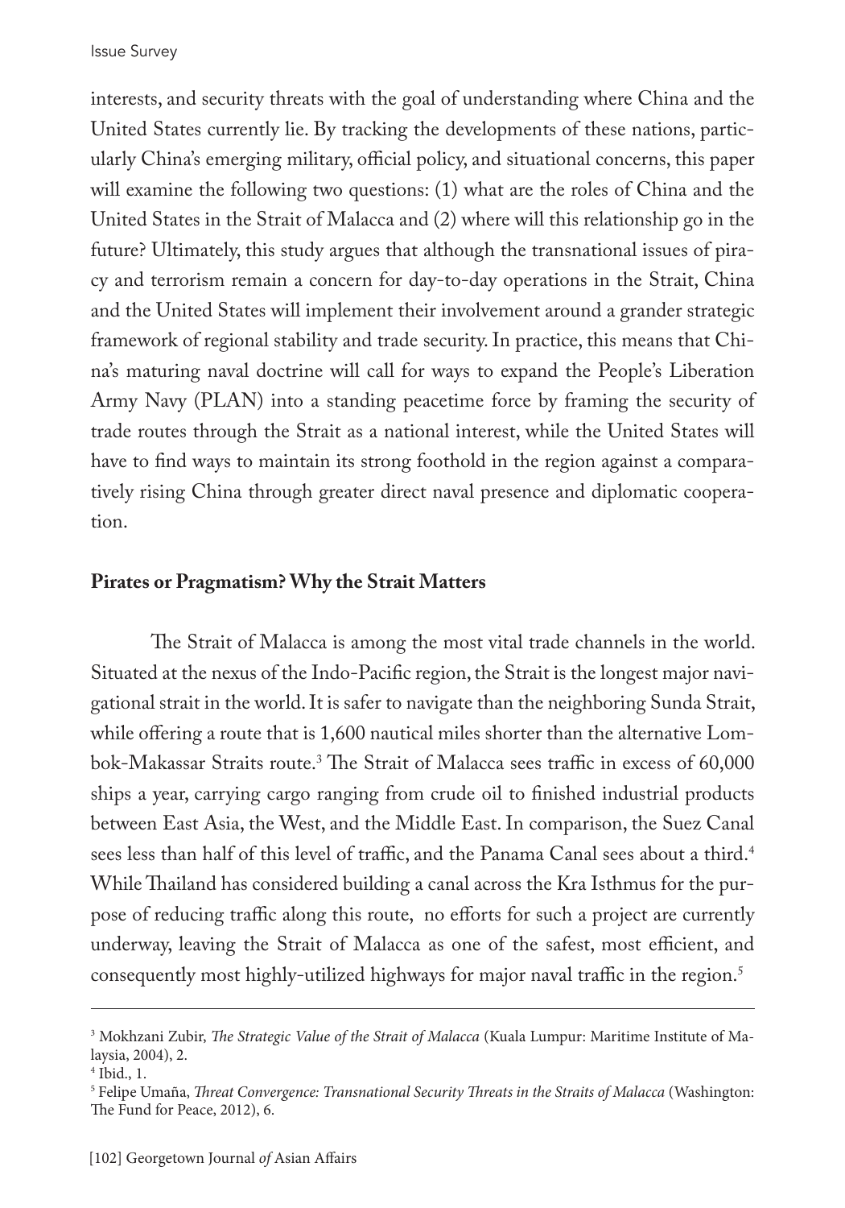interests, and security threats with the goal of understanding where China and the United States currently lie. By tracking the developments of these nations, particularly China's emerging military, official policy, and situational concerns, this paper will examine the following two questions: (1) what are the roles of China and the United States in the Strait of Malacca and (2) where will this relationship go in the future? Ultimately, this study argues that although the transnational issues of piracy and terrorism remain a concern for day-to-day operations in the Strait, China and the United States will implement their involvement around a grander strategic framework of regional stability and trade security. In practice, this means that China's maturing naval doctrine will call for ways to expand the People's Liberation Army Navy (PLAN) into a standing peacetime force by framing the security of trade routes through the Strait as a national interest, while the United States will have to find ways to maintain its strong foothold in the region against a comparatively rising China through greater direct naval presence and diplomatic cooperation.

## Pirates or Pragmatism? Why the Strait Matters

The Strait of Malacca is among the most vital trade channels in the world. Situated at the nexus of the Indo-Pacific region, the Strait is the longest major navigational strait in the world. It is safer to navigate than the neighboring Sunda Strait, while offering a route that is 1,600 nautical miles shorter than the alternative Lombok-Makassar Straits route.[3] The Strait of Malacca sees traffic in excess of 60,000 ships a year, carrying cargo ranging from crude oil to finished industrial products between East Asia, the West, and the Middle East. In comparison, the Suez Canal sees less than half of this level of traffic, and the Panama Canal sees about a third.[4] While Thailand has considered building a canal across the Kra Isthmus for the purpose of reducing traffic along this route, no efforts for such a project are currently underway, leaving the Strait of Malacca as one of the safest, most efficient, and consequently most highly-utilized highways for major naval traffic in the region.[5]

---

[3] Mokhzani Zubir, *The Strategic Value of the Strait of Malacca* (Kuala Lumpur: Maritime Institute of Malaysia, 2004), 2.

[4] Ibid., 1.

[5] Felipe Umaña, *Threat Convergence: Transnational Security Threats in the Straits of Malacca* (Washington: The Fund for Peace, 2012), 6.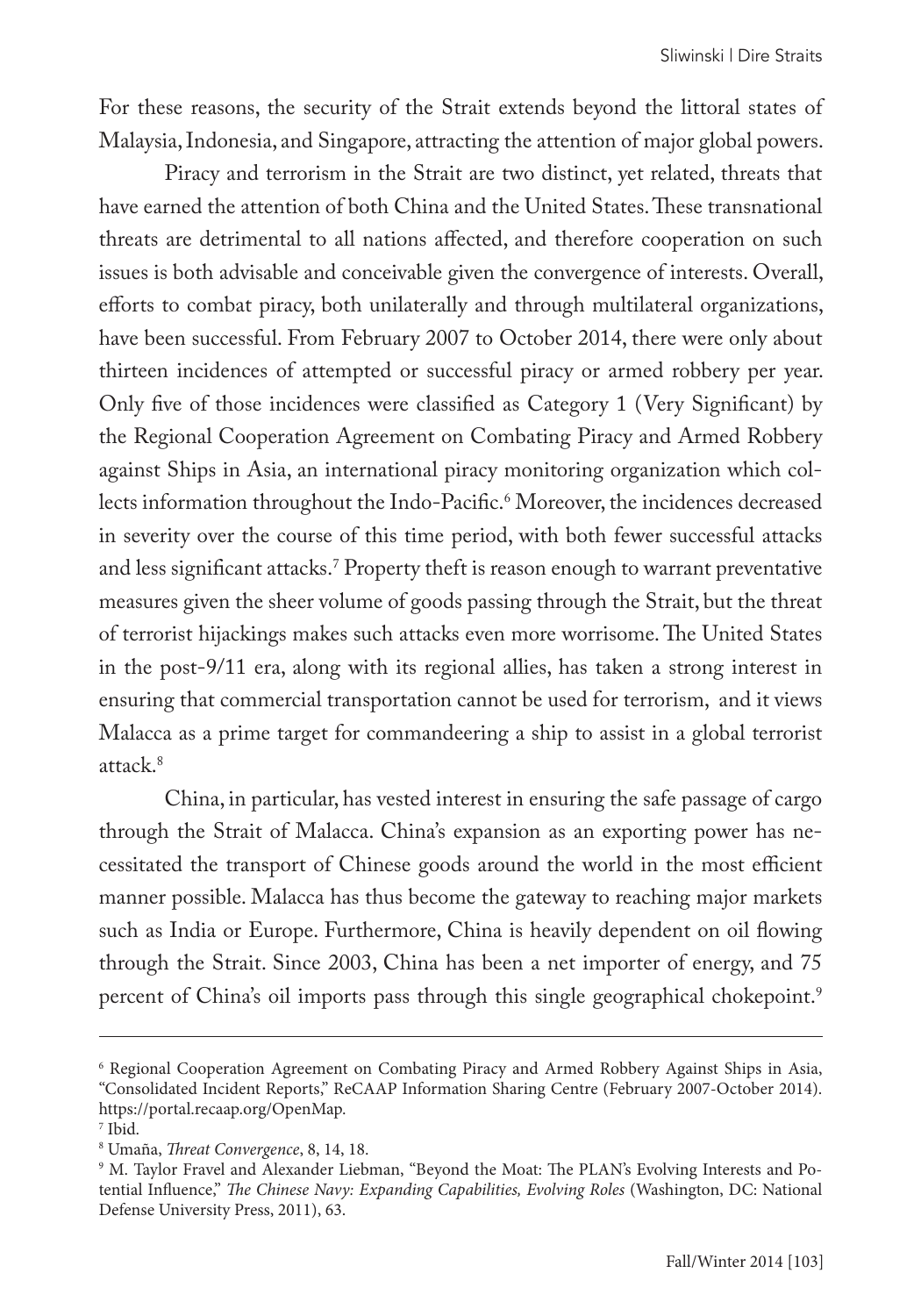For these reasons, the security of the Strait extends beyond the littoral states of Malaysia, Indonesia, and Singapore, attracting the attention of major global powers.

Piracy and terrorism in the Strait are two distinct, yet related, threats that have earned the attention of both China and the United States. These transnational threats are detrimental to all nations affected, and therefore cooperation on such issues is both advisable and conceivable given the convergence of interests. Overall, efforts to combat piracy, both unilaterally and through multilateral organizations, have been successful. From February 2007 to October 2014, there were only about thirteen incidences of attempted or successful piracy or armed robbery per year. Only five of those incidences were classified as Category 1 (Very Significant) by the Regional Cooperation Agreement on Combating Piracy and Armed Robbery against Ships in Asia, an international piracy monitoring organization which collects information throughout the Indo-Pacific.[6] Moreover, the incidences decreased in severity over the course of this time period, with both fewer successful attacks and less significant attacks.[7] Property theft is reason enough to warrant preventative measures given the sheer volume of goods passing through the Strait, but the threat of terrorist hijackings makes such attacks even more worrisome. The United States in the post-9/11 era, along with its regional allies, has taken a strong interest in ensuring that commercial transportation cannot be used for terrorism, and it views Malacca as a prime target for commandeering a ship to assist in a global terrorist attack.[8]

China, in particular, has vested interest in ensuring the safe passage of cargo through the Strait of Malacca. China's expansion as an exporting power has necessitated the transport of Chinese goods around the world in the most efficient manner possible. Malacca has thus become the gateway to reaching major markets such as India or Europe. Furthermore, China is heavily dependent on oil flowing through the Strait. Since 2003, China has been a net importer of energy, and 75 percent of China's oil imports pass through this single geographical chokepoint.[9]

---

[6] Regional Cooperation Agreement on Combating Piracy and Armed Robbery Against Ships in Asia, "Consolidated Incident Reports," ReCAAP Information Sharing Centre (February 2007-October 2014). https://portal.recaap.org/OpenMap.

[7] Ibid.

[8] Umaña, *Threat Convergence*, 8, 14, 18.

[9] M. Taylor Fravel and Alexander Liebman, "Beyond the Moat: The PLAN's Evolving Interests and Potential Influence," *The Chinese Navy: Expanding Capabilities, Evolving Roles* (Washington, DC: National Defense University Press, 2011), 63.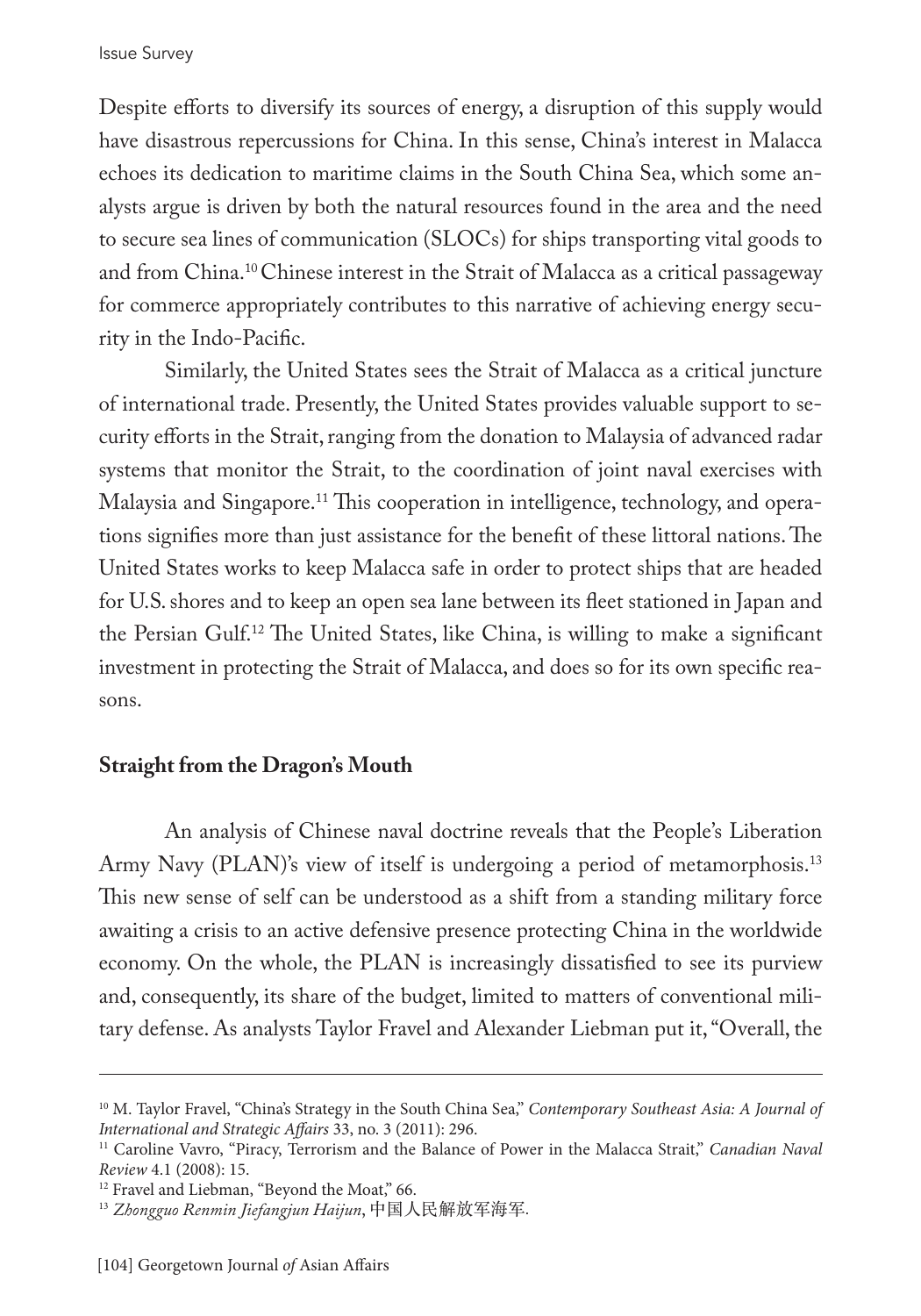Despite efforts to diversify its sources of energy, a disruption of this supply would have disastrous repercussions for China. In this sense, China's interest in Malacca echoes its dedication to maritime claims in the South China Sea, which some analysts argue is driven by both the natural resources found in the area and the need to secure sea lines of communication (SLOCs) for ships transporting vital goods to and from China.[10] Chinese interest in the Strait of Malacca as a critical passageway for commerce appropriately contributes to this narrative of achieving energy security in the Indo-Pacific.

Similarly, the United States sees the Strait of Malacca as a critical juncture of international trade. Presently, the United States provides valuable support to security efforts in the Strait, ranging from the donation to Malaysia of advanced radar systems that monitor the Strait, to the coordination of joint naval exercises with Malaysia and Singapore.[11] This cooperation in intelligence, technology, and operations signifies more than just assistance for the benefit of these littoral nations. The United States works to keep Malacca safe in order to protect ships that are headed for U.S. shores and to keep an open sea lane between its fleet stationed in Japan and the Persian Gulf.[12] The United States, like China, is willing to make a significant investment in protecting the Strait of Malacca, and does so for its own specific reasons.

## Straight from the Dragon's Mouth

An analysis of Chinese naval doctrine reveals that the People's Liberation Army Navy (PLAN)'s view of itself is undergoing a period of metamorphosis.[13] This new sense of self can be understood as a shift from a standing military force awaiting a crisis to an active defensive presence protecting China in the worldwide economy. On the whole, the PLAN is increasingly dissatisfied to see its purview and, consequently, its share of the budget, limited to matters of conventional military defense. As analysts Taylor Fravel and Alexander Liebman put it, "Overall, the

---

[10] M. Taylor Fravel, "China's Strategy in the South China Sea," *Contemporary Southeast Asia: A Journal of International and Strategic Affairs* 33, no. 3 (2011): 296.

[11] Caroline Vavro, "Piracy, Terrorism and the Balance of Power in the Malacca Strait," *Canadian Naval Review* 4.1 (2008): 15.

[12] Fravel and Liebman, "Beyond the Moat," 66.

[13] *Zhongguo Renmin Jiefangjun Haijun*, 中国人民解放军海军.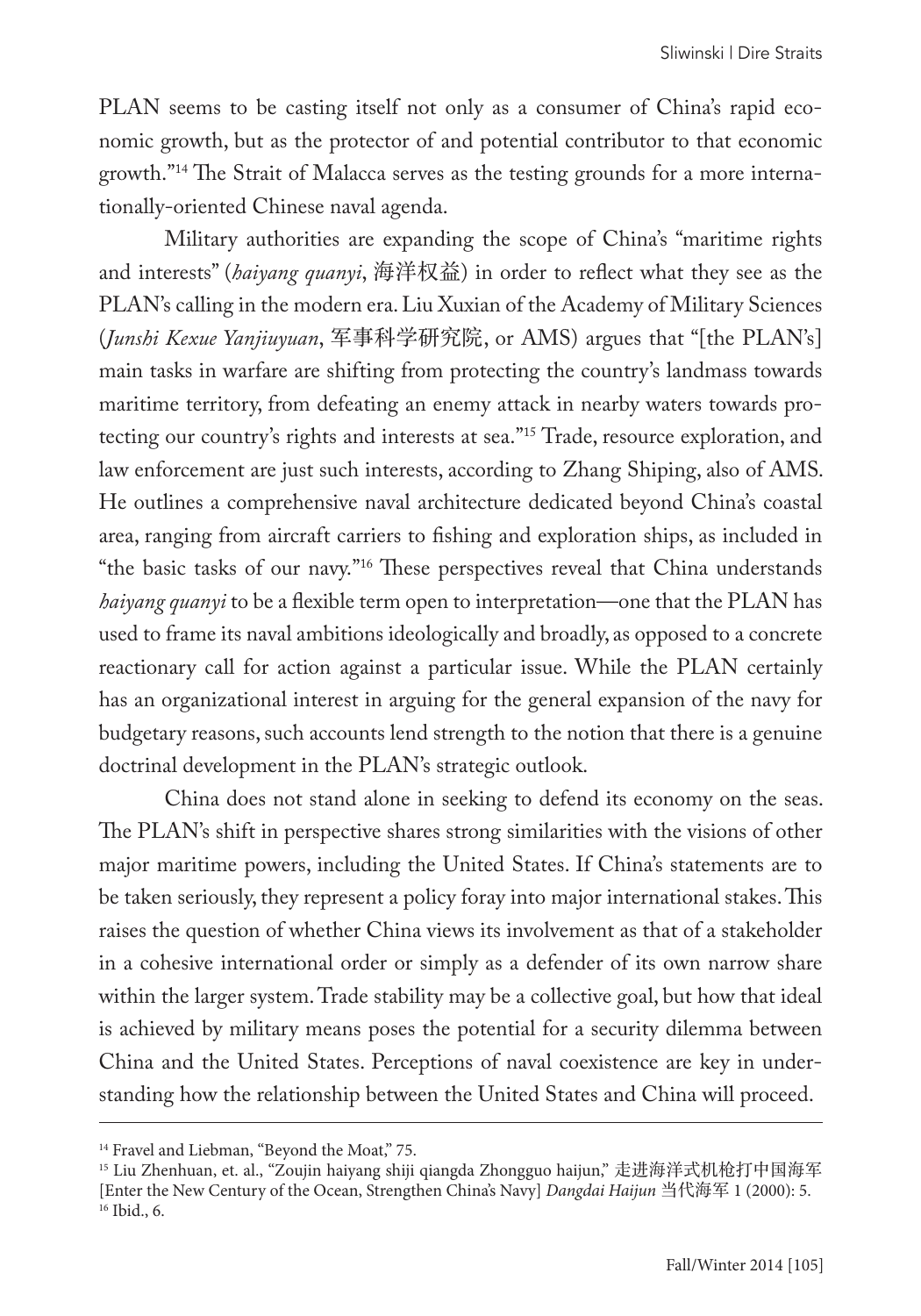PLAN seems to be casting itself not only as a consumer of China's rapid economic growth, but as the protector of and potential contributor to that economic growth."[14] The Strait of Malacca serves as the testing grounds for a more internationally-oriented Chinese naval agenda.

Military authorities are expanding the scope of China's "maritime rights and interests" (*haiyang quanyi*, 海洋权益) in order to reflect what they see as the PLAN's calling in the modern era. Liu Xuxian of the Academy of Military Sciences (*Junshi Kexue Yanjiuyuan*, 军事科学研究院, or AMS) argues that "[the PLAN's] main tasks in warfare are shifting from protecting the country's landmass towards maritime territory, from defeating an enemy attack in nearby waters towards protecting our country's rights and interests at sea."[15] Trade, resource exploration, and law enforcement are just such interests, according to Zhang Shiping, also of AMS. He outlines a comprehensive naval architecture dedicated beyond China's coastal area, ranging from aircraft carriers to fishing and exploration ships, as included in "the basic tasks of our navy."[16] These perspectives reveal that China understands *haiyang quanyi* to be a flexible term open to interpretation—one that the PLAN has used to frame its naval ambitions ideologically and broadly, as opposed to a concrete reactionary call for action against a particular issue. While the PLAN certainly has an organizational interest in arguing for the general expansion of the navy for budgetary reasons, such accounts lend strength to the notion that there is a genuine doctrinal development in the PLAN's strategic outlook.

China does not stand alone in seeking to defend its economy on the seas. The PLAN's shift in perspective shares strong similarities with the visions of other major maritime powers, including the United States. If China's statements are to be taken seriously, they represent a policy foray into major international stakes. This raises the question of whether China views its involvement as that of a stakeholder in a cohesive international order or simply as a defender of its own narrow share within the larger system. Trade stability may be a collective goal, but how that ideal is achieved by military means poses the potential for a security dilemma between China and the United States. Perceptions of naval coexistence are key in understanding how the relationship between the United States and China will proceed.

---

[14] Fravel and Liebman, "Beyond the Moat," 75.

[15] Liu Zhenhuan, et. al., "Zoujin haiyang shiji qiangda Zhongguo haijun," 走进海洋式机枪打中国海军 [Enter the New Century of the Ocean, Strengthen China's Navy] *Dangdai Haijun* 当代海军 1 (2000): 5.

[16] Ibid., 6.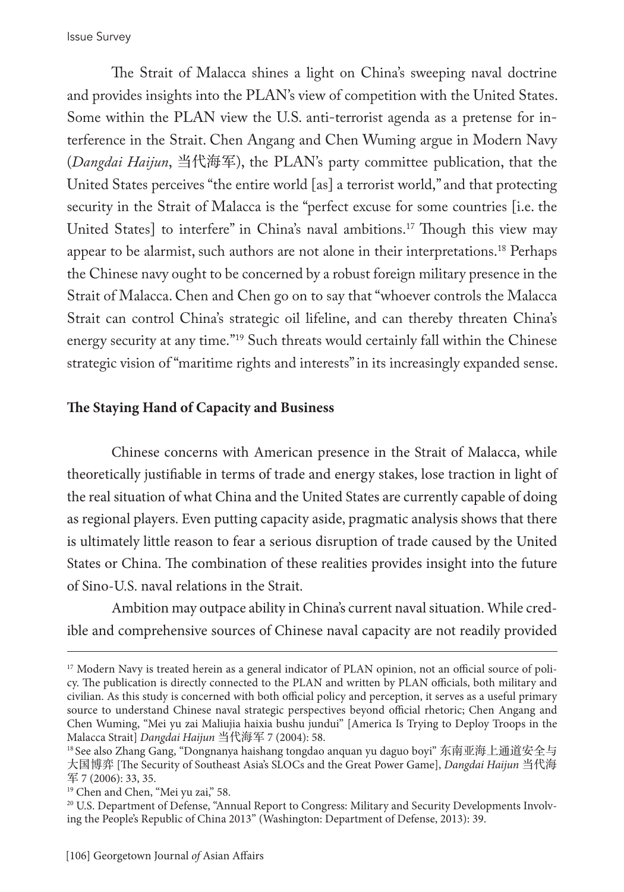The Strait of Malacca shines a light on China's sweeping naval doctrine and provides insights into the PLAN's view of competition with the United States. Some within the PLAN view the U.S. anti-terrorist agenda as a pretense for interference in the Strait. Chen Angang and Chen Wuming argue in Modern Navy (*Dangdai Haijun*, 当代海军), the PLAN's party committee publication, that the United States perceives "the entire world [as] a terrorist world," and that protecting security in the Strait of Malacca is the "perfect excuse for some countries [i.e. the United States] to interfere" in China's naval ambitions.[17] Though this view may appear to be alarmist, such authors are not alone in their interpretations.[18] Perhaps the Chinese navy ought to be concerned by a robust foreign military presence in the Strait of Malacca. Chen and Chen go on to say that "whoever controls the Malacca Strait can control China's strategic oil lifeline, and can thereby threaten China's energy security at any time."[19] Such threats would certainly fall within the Chinese strategic vision of "maritime rights and interests" in its increasingly expanded sense.

**The Staying Hand of Capacity and Business**

Chinese concerns with American presence in the Strait of Malacca, while theoretically justifiable in terms of trade and energy stakes, lose traction in light of the real situation of what China and the United States are currently capable of doing as regional players. Even putting capacity aside, pragmatic analysis shows that there is ultimately little reason to fear a serious disruption of trade caused by the United States or China. The combination of these realities provides insight into the future of Sino-U.S. naval relations in the Strait.

Ambition may outpace ability in China's current naval situation. While credible and comprehensive sources of Chinese naval capacity are not readily provided

---

[17] Modern Navy is treated herein as a general indicator of PLAN opinion, not an official source of policy. The publication is directly connected to the PLAN and written by PLAN officials, both military and civilian. As this study is concerned with both official policy and perception, it serves as a useful primary source to understand Chinese naval strategic perspectives beyond official rhetoric; Chen Angang and Chen Wuming, "Mei yu zai Maliujia haixia bushu jundui" [America Is Trying to Deploy Troops in the Malacca Strait] *Dangdai Haijun* 当代海军 7 (2004): 58.

[18] See also Zhang Gang, "Dongnanya haishang tongdao anquan yu daguo boyi" 东南亚海上通道安全与大国博弈 [The Security of Southeast Asia's SLOCs and the Great Power Game], *Dangdai Haijun* 当代海军 7 (2006): 33, 35.

[19] Chen and Chen, "Mei yu zai," 58.

[20] U.S. Department of Defense, "Annual Report to Congress: Military and Security Developments Involving the People's Republic of China 2013" (Washington: Department of Defense, 2013): 39.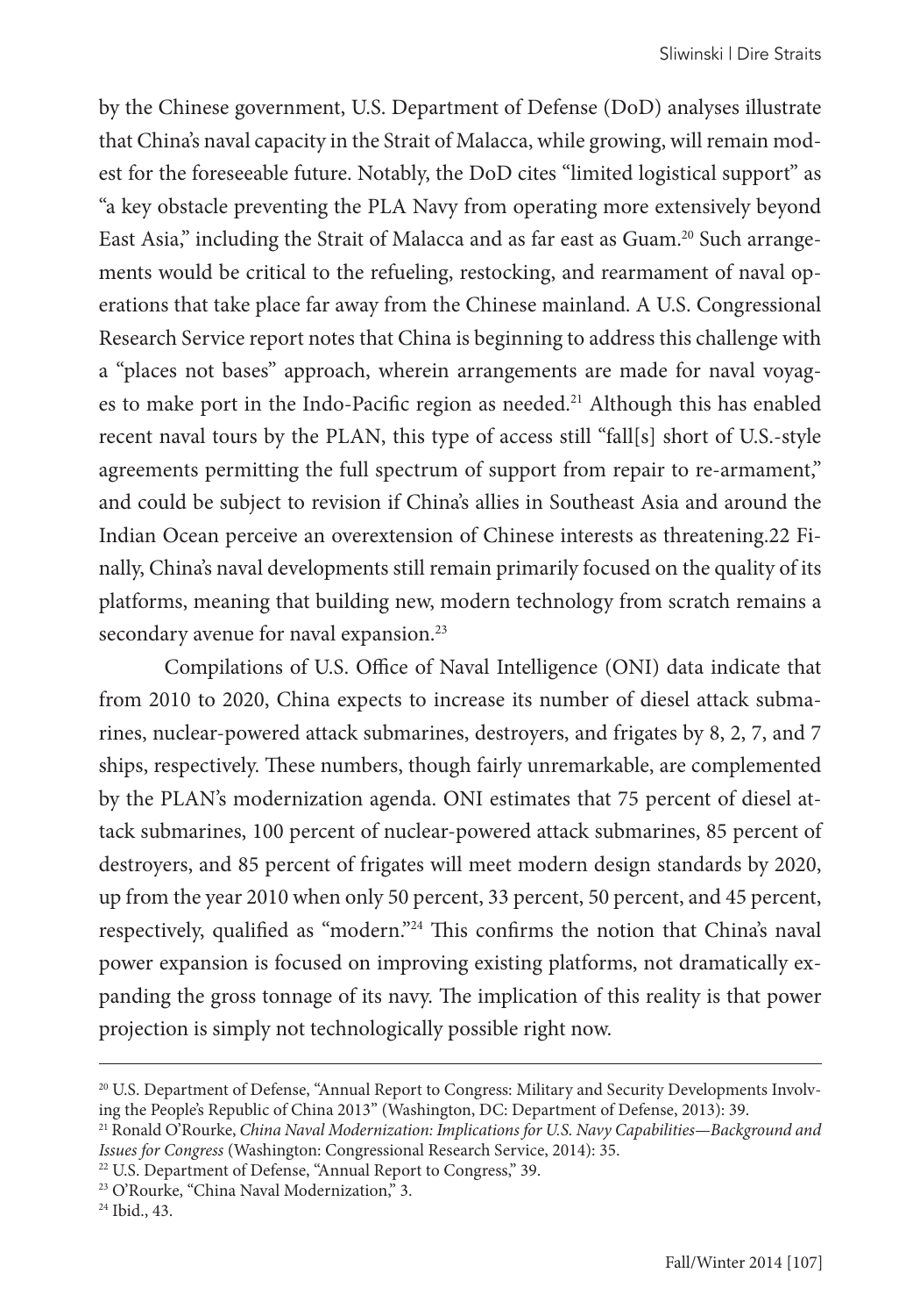by the Chinese government, U.S. Department of Defense (DoD) analyses illustrate that China's naval capacity in the Strait of Malacca, while growing, will remain modest for the foreseeable future. Notably, the DoD cites "limited logistical support" as "a key obstacle preventing the PLA Navy from operating more extensively beyond East Asia," including the Strait of Malacca and as far east as Guam.[20] Such arrangements would be critical to the refueling, restocking, and rearmament of naval operations that take place far away from the Chinese mainland. A U.S. Congressional Research Service report notes that China is beginning to address this challenge with a "places not bases" approach, wherein arrangements are made for naval voyages to make port in the Indo-Pacific region as needed.[21] Although this has enabled recent naval tours by the PLAN, this type of access still "fall[s] short of U.S.-style agreements permitting the full spectrum of support from repair to re-armament," and could be subject to revision if China's allies in Southeast Asia and around the Indian Ocean perceive an overextension of Chinese interests as threatening.22 Finally, China's naval developments still remain primarily focused on the quality of its platforms, meaning that building new, modern technology from scratch remains a secondary avenue for naval expansion.[23]

Compilations of U.S. Office of Naval Intelligence (ONI) data indicate that from 2010 to 2020, China expects to increase its number of diesel attack submarines, nuclear-powered attack submarines, destroyers, and frigates by 8, 2, 7, and 7 ships, respectively. These numbers, though fairly unremarkable, are complemented by the PLAN's modernization agenda. ONI estimates that 75 percent of diesel attack submarines, 100 percent of nuclear-powered attack submarines, 85 percent of destroyers, and 85 percent of frigates will meet modern design standards by 2020, up from the year 2010 when only 50 percent, 33 percent, 50 percent, and 45 percent, respectively, qualified as "modern."[24] This confirms the notion that China's naval power expansion is focused on improving existing platforms, not dramatically expanding the gross tonnage of its navy. The implication of this reality is that power projection is simply not technologically possible right now.

---

[20] U.S. Department of Defense, "Annual Report to Congress: Military and Security Developments Involving the People's Republic of China 2013" (Washington, DC: Department of Defense, 2013): 39.

[21] Ronald O'Rourke, *China Naval Modernization: Implications for U.S. Navy Capabilities—Background and Issues for Congress* (Washington: Congressional Research Service, 2014): 35.

[22] U.S. Department of Defense, "Annual Report to Congress," 39.

[23] O'Rourke, "China Naval Modernization," 3.

[24] Ibid., 43.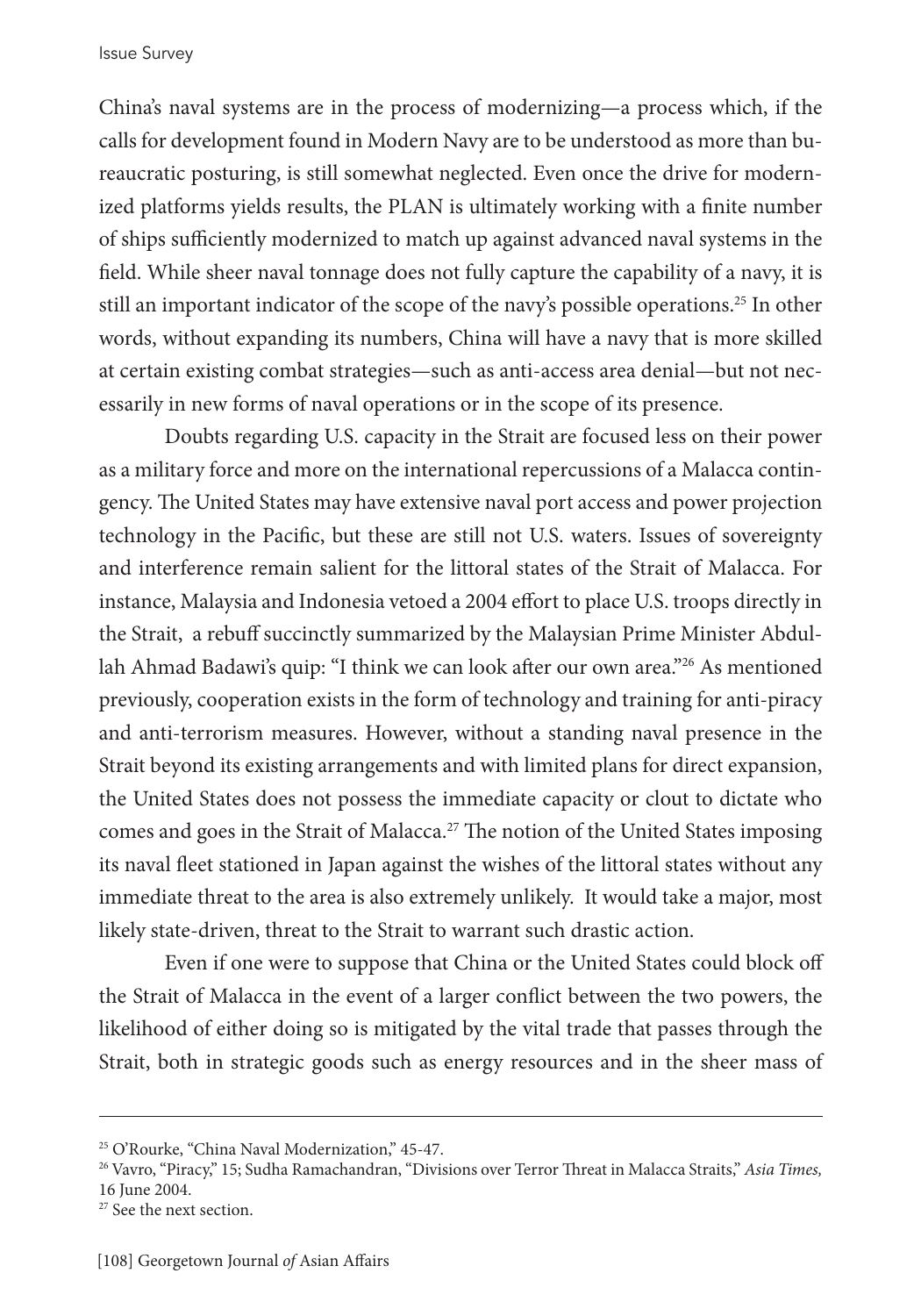China's naval systems are in the process of modernizing—a process which, if the calls for development found in Modern Navy are to be understood as more than bureaucratic posturing, is still somewhat neglected. Even once the drive for modernized platforms yields results, the PLAN is ultimately working with a finite number of ships sufficiently modernized to match up against advanced naval systems in the field. While sheer naval tonnage does not fully capture the capability of a navy, it is still an important indicator of the scope of the navy's possible operations.[25] In other words, without expanding its numbers, China will have a navy that is more skilled at certain existing combat strategies—such as anti-access area denial—but not necessarily in new forms of naval operations or in the scope of its presence.

Doubts regarding U.S. capacity in the Strait are focused less on their power as a military force and more on the international repercussions of a Malacca contingency. The United States may have extensive naval port access and power projection technology in the Pacific, but these are still not U.S. waters. Issues of sovereignty and interference remain salient for the littoral states of the Strait of Malacca. For instance, Malaysia and Indonesia vetoed a 2004 effort to place U.S. troops directly in the Strait, a rebuff succinctly summarized by the Malaysian Prime Minister Abdullah Ahmad Badawi's quip: "I think we can look after our own area."[26] As mentioned previously, cooperation exists in the form of technology and training for anti-piracy and anti-terrorism measures. However, without a standing naval presence in the Strait beyond its existing arrangements and with limited plans for direct expansion, the United States does not possess the immediate capacity or clout to dictate who comes and goes in the Strait of Malacca.[27] The notion of the United States imposing its naval fleet stationed in Japan against the wishes of the littoral states without any immediate threat to the area is also extremely unlikely. It would take a major, most likely state-driven, threat to the Strait to warrant such drastic action.

Even if one were to suppose that China or the United States could block off the Strait of Malacca in the event of a larger conflict between the two powers, the likelihood of either doing so is mitigated by the vital trade that passes through the Strait, both in strategic goods such as energy resources and in the sheer mass of

---

[25] O'Rourke, "China Naval Modernization," 45-47.

[26] Vavro, "Piracy," 15; Sudha Ramachandran, "Divisions over Terror Threat in Malacca Straits," *Asia Times,* 16 June 2004.

[27] See the next section.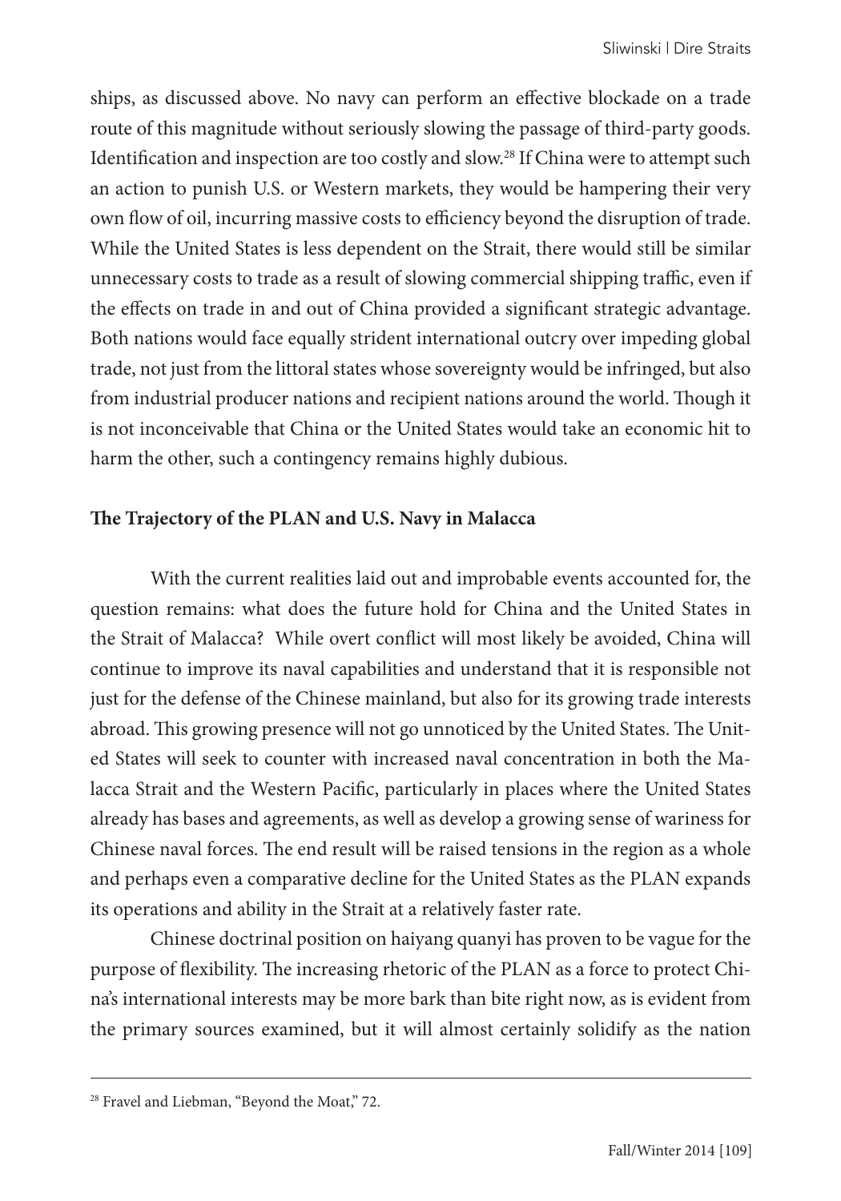ships, as discussed above. No navy can perform an effective blockade on a trade route of this magnitude without seriously slowing the passage of third-party goods. Identification and inspection are too costly and slow.[28] If China were to attempt such an action to punish U.S. or Western markets, they would be hampering their very own flow of oil, incurring massive costs to efficiency beyond the disruption of trade. While the United States is less dependent on the Strait, there would still be similar unnecessary costs to trade as a result of slowing commercial shipping traffic, even if the effects on trade in and out of China provided a significant strategic advantage. Both nations would face equally strident international outcry over impeding global trade, not just from the littoral states whose sovereignty would be infringed, but also from industrial producer nations and recipient nations around the world. Though it is not inconceivable that China or the United States would take an economic hit to harm the other, such a contingency remains highly dubious.

## The Trajectory of the PLAN and U.S. Navy in Malacca

With the current realities laid out and improbable events accounted for, the question remains: what does the future hold for China and the United States in the Strait of Malacca? While overt conflict will most likely be avoided, China will continue to improve its naval capabilities and understand that it is responsible not just for the defense of the Chinese mainland, but also for its growing trade interests abroad. This growing presence will not go unnoticed by the United States. The United States will seek to counter with increased naval concentration in both the Malacca Strait and the Western Pacific, particularly in places where the United States already has bases and agreements, as well as develop a growing sense of wariness for Chinese naval forces. The end result will be raised tensions in the region as a whole and perhaps even a comparative decline for the United States as the PLAN expands its operations and ability in the Strait at a relatively faster rate.

Chinese doctrinal position on haiyang quanyi has proven to be vague for the purpose of flexibility. The increasing rhetoric of the PLAN as a force to protect China's international interests may be more bark than bite right now, as is evident from the primary sources examined, but it will almost certainly solidify as the nation

---

[28] Fravel and Liebman, "Beyond the Moat," 72.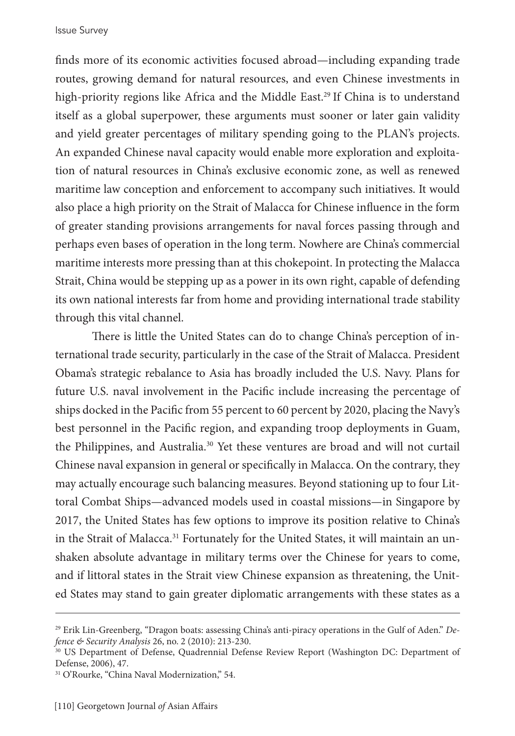finds more of its economic activities focused abroad—including expanding trade routes, growing demand for natural resources, and even Chinese investments in high-priority regions like Africa and the Middle East.[29] If China is to understand itself as a global superpower, these arguments must sooner or later gain validity and yield greater percentages of military spending going to the PLAN's projects. An expanded Chinese naval capacity would enable more exploration and exploitation of natural resources in China's exclusive economic zone, as well as renewed maritime law conception and enforcement to accompany such initiatives. It would also place a high priority on the Strait of Malacca for Chinese influence in the form of greater standing provisions arrangements for naval forces passing through and perhaps even bases of operation in the long term. Nowhere are China's commercial maritime interests more pressing than at this chokepoint. In protecting the Malacca Strait, China would be stepping up as a power in its own right, capable of defending its own national interests far from home and providing international trade stability through this vital channel.

There is little the United States can do to change China's perception of international trade security, particularly in the case of the Strait of Malacca. President Obama's strategic rebalance to Asia has broadly included the U.S. Navy. Plans for future U.S. naval involvement in the Pacific include increasing the percentage of ships docked in the Pacific from 55 percent to 60 percent by 2020, placing the Navy's best personnel in the Pacific region, and expanding troop deployments in Guam, the Philippines, and Australia.[30] Yet these ventures are broad and will not curtail Chinese naval expansion in general or specifically in Malacca. On the contrary, they may actually encourage such balancing measures. Beyond stationing up to four Littoral Combat Ships—advanced models used in coastal missions—in Singapore by 2017, the United States has few options to improve its position relative to China's in the Strait of Malacca.[31] Fortunately for the United States, it will maintain an unshaken absolute advantage in military terms over the Chinese for years to come, and if littoral states in the Strait view Chinese expansion as threatening, the United States may stand to gain greater diplomatic arrangements with these states as a

---

[29] Erik Lin-Greenberg, "Dragon boats: assessing China's anti-piracy operations in the Gulf of Aden." *Defence & Security Analysis* 26, no. 2 (2010): 213-230.

[30] US Department of Defense, Quadrennial Defense Review Report (Washington DC: Department of Defense, 2006), 47.

[31] O'Rourke, "China Naval Modernization," 54.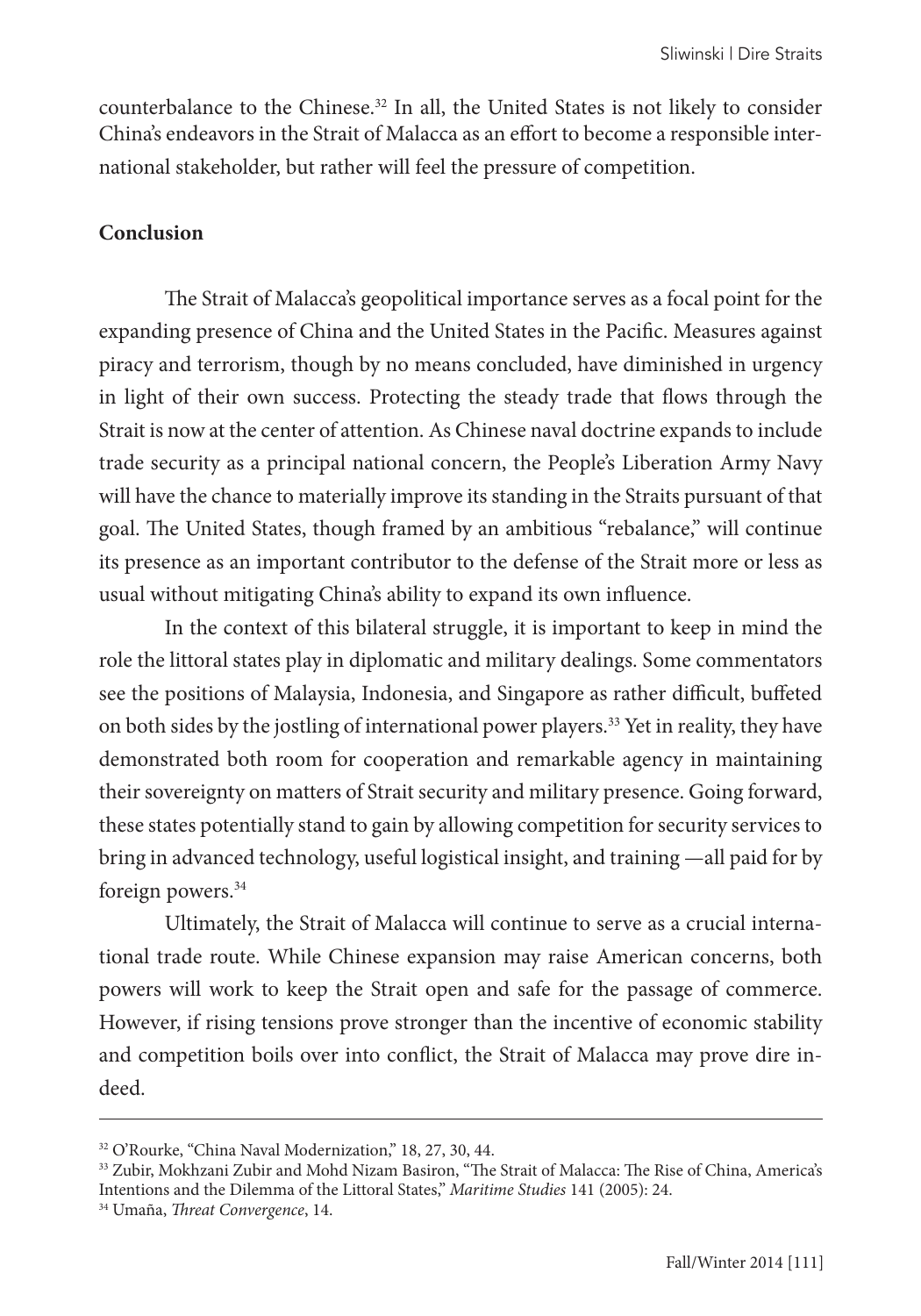counterbalance to the Chinese.[32] In all, the United States is not likely to consider China's endeavors in the Strait of Malacca as an effort to become a responsible international stakeholder, but rather will feel the pressure of competition.

**Conclusion**

The Strait of Malacca's geopolitical importance serves as a focal point for the expanding presence of China and the United States in the Pacific. Measures against piracy and terrorism, though by no means concluded, have diminished in urgency in light of their own success. Protecting the steady trade that flows through the Strait is now at the center of attention. As Chinese naval doctrine expands to include trade security as a principal national concern, the People's Liberation Army Navy will have the chance to materially improve its standing in the Straits pursuant of that goal. The United States, though framed by an ambitious "rebalance," will continue its presence as an important contributor to the defense of the Strait more or less as usual without mitigating China's ability to expand its own influence.

In the context of this bilateral struggle, it is important to keep in mind the role the littoral states play in diplomatic and military dealings. Some commentators see the positions of Malaysia, Indonesia, and Singapore as rather difficult, buffeted on both sides by the jostling of international power players.[33] Yet in reality, they have demonstrated both room for cooperation and remarkable agency in maintaining their sovereignty on matters of Strait security and military presence. Going forward, these states potentially stand to gain by allowing competition for security services to bring in advanced technology, useful logistical insight, and training —all paid for by foreign powers.[34]

Ultimately, the Strait of Malacca will continue to serve as a crucial international trade route. While Chinese expansion may raise American concerns, both powers will work to keep the Strait open and safe for the passage of commerce. However, if rising tensions prove stronger than the incentive of economic stability and competition boils over into conflict, the Strait of Malacca may prove dire indeed.

---

[32] O'Rourke, "China Naval Modernization," 18, 27, 30, 44.

[33] Zubir, Mokhzani Zubir and Mohd Nizam Basiron, "The Strait of Malacca: The Rise of China, America's Intentions and the Dilemma of the Littoral States," *Maritime Studies* 141 (2005): 24.

[34] Umaña, *Threat Convergence*, 14.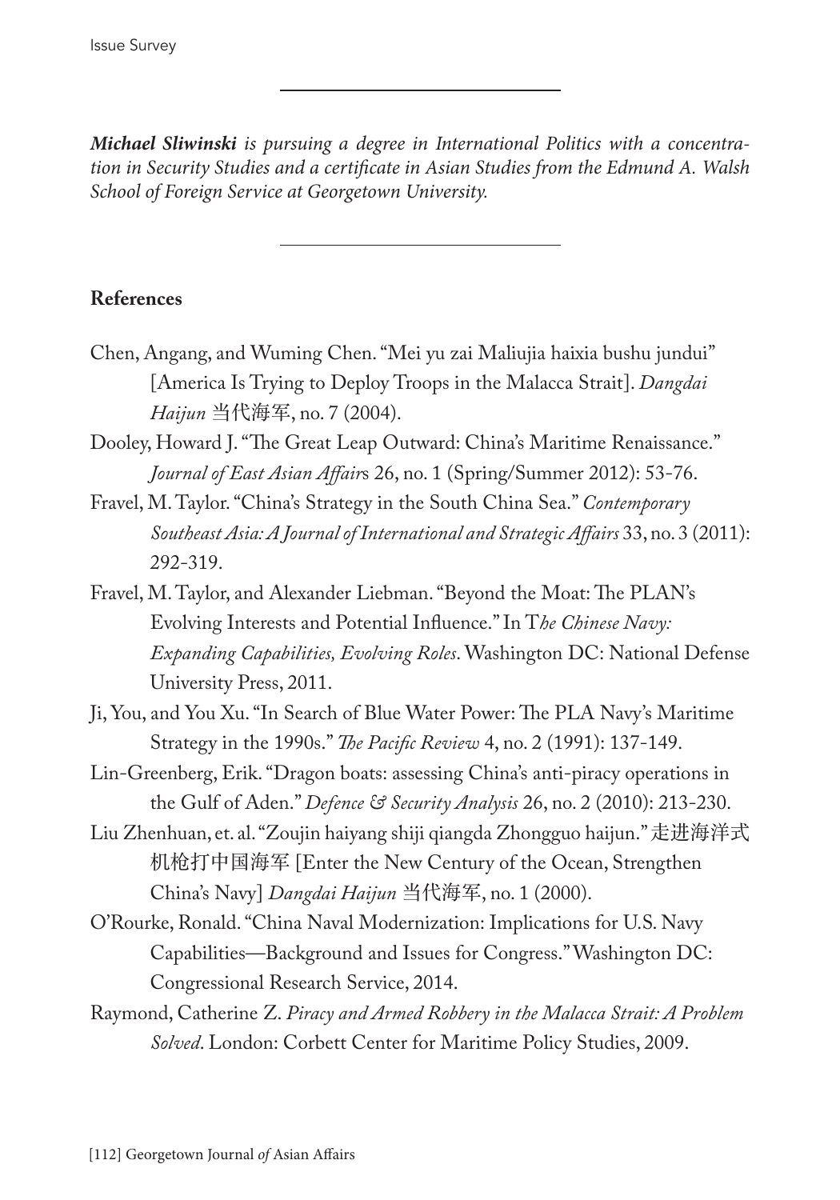***Michael Sliwinski** is pursuing a degree in International Politics with a concentration in Security Studies and a certificate in Asian Studies from the Edmund A. Walsh School of Foreign Service at Georgetown University.*

## References

Chen, Angang, and Wuming Chen. "Mei yu zai Maliujia haixia bushu jundui" [America Is Trying to Deploy Troops in the Malacca Strait]. *Dangdai Haijun* 当代海军, no. 7 (2004).

Dooley, Howard J. "The Great Leap Outward: China's Maritime Renaissance." *Journal of East Asian Affairs* 26, no. 1 (Spring/Summer 2012): 53-76.

Fravel, M. Taylor. "China's Strategy in the South China Sea." *Contemporary Southeast Asia: A Journal of International and Strategic Affairs* 33, no. 3 (2011): 292-319.

Fravel, M. Taylor, and Alexander Liebman. "Beyond the Moat: The PLAN's Evolving Interests and Potential Influence." In T*he Chinese Navy: Expanding Capabilities, Evolving Roles*. Washington DC: National Defense University Press, 2011.

Ji, You, and You Xu. "In Search of Blue Water Power: The PLA Navy's Maritime Strategy in the 1990s." *The Pacific Review* 4, no. 2 (1991): 137-149.

Lin-Greenberg, Erik. "Dragon boats: assessing China's anti-piracy operations in the Gulf of Aden." *Defence & Security Analysis* 26, no. 2 (2010): 213-230.

Liu Zhenhuan, et. al. "Zoujin haiyang shiji qiangda Zhongguo haijun." 走进海洋式机枪打中国海军 [Enter the New Century of the Ocean, Strengthen China's Navy] *Dangdai Haijun* 当代海军, no. 1 (2000).

O'Rourke, Ronald. "China Naval Modernization: Implications for U.S. Navy Capabilities—Background and Issues for Congress." Washington DC: Congressional Research Service, 2014.

Raymond, Catherine Z. *Piracy and Armed Robbery in the Malacca Strait: A Problem Solved*. London: Corbett Center for Maritime Policy Studies, 2009.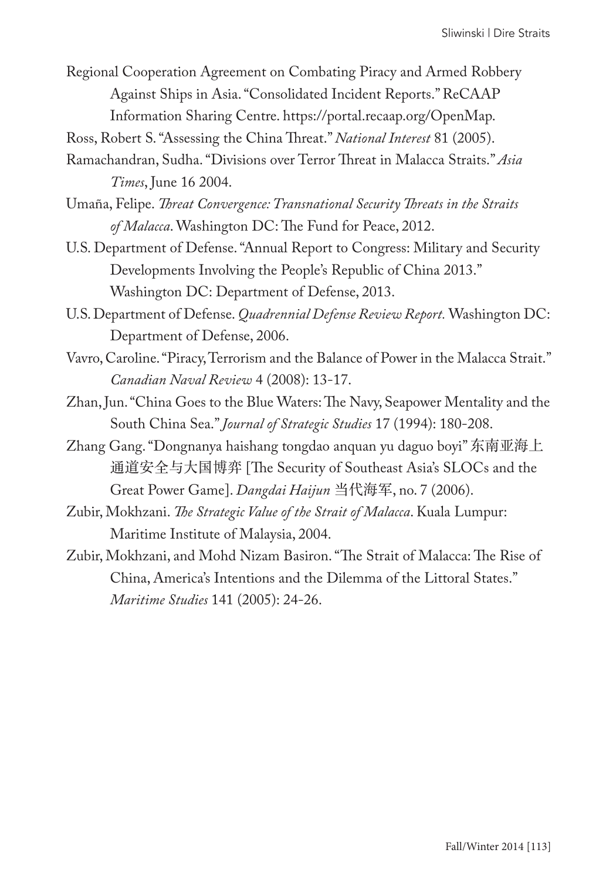Regional Cooperation Agreement on Combating Piracy and Armed Robbery Against Ships in Asia. "Consolidated Incident Reports." ReCAAP Information Sharing Centre. https://portal.recaap.org/OpenMap.

Ross, Robert S. "Assessing the China Threat." *National Interest* 81 (2005).

Ramachandran, Sudha. "Divisions over Terror Threat in Malacca Straits." *Asia Times*, June 16 2004.

Umaña, Felipe. *Threat Convergence: Transnational Security Threats in the Straits of Malacca*. Washington DC: The Fund for Peace, 2012.

U.S. Department of Defense. "Annual Report to Congress: Military and Security Developments Involving the People's Republic of China 2013." Washington DC: Department of Defense, 2013.

U.S. Department of Defense. *Quadrennial Defense Review Report.* Washington DC: Department of Defense, 2006.

Vavro, Caroline. "Piracy, Terrorism and the Balance of Power in the Malacca Strait." *Canadian Naval Review* 4 (2008): 13-17.

Zhan, Jun. "China Goes to the Blue Waters: The Navy, Seapower Mentality and the South China Sea." *Journal of Strategic Studies* 17 (1994): 180-208.

Zhang Gang. "Dongnanya haishang tongdao anquan yu daguo boyi" 东南亚海上通道安全与大国博弈 [The Security of Southeast Asia's SLOCs and the Great Power Game]. *Dangdai Haijun* 当代海军, no. 7 (2006).

Zubir, Mokhzani. *The Strategic Value of the Strait of Malacca*. Kuala Lumpur: Maritime Institute of Malaysia, 2004.

Zubir, Mokhzani, and Mohd Nizam Basiron. "The Strait of Malacca: The Rise of China, America's Intentions and the Dilemma of the Littoral States." *Maritime Studies* 141 (2005): 24-26.